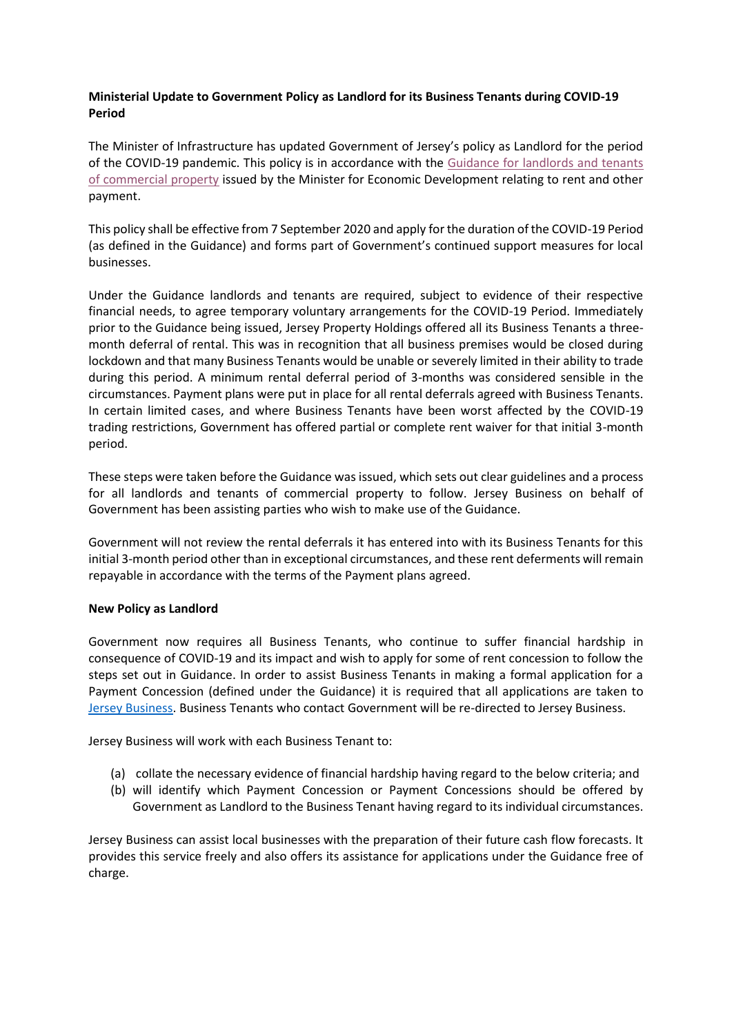**Ministerial Update to Government Policy as Landlord for its Business Tenants during COVID-19 Period**

The Minister of Infrastructure has updated Government of Jersey's policy as Landlord for the period of the COVID-19 pandemic. This policy is in accordance with the Guidance for landlords and tenants of commercial property issued by the Minister for Economic Development relating to rent and other payment.

This policy shall be effective from 7 September 2020 and apply for the duration of the COVID-19 Period (as defined in the Guidance) and forms part of Government's continued support measures for local businesses.

Under the Guidance landlords and tenants are required, subject to evidence of their respective financial needs, to agree temporary voluntary arrangements for the COVID-19 Period. Immediately prior to the Guidance being issued, Jersey Property Holdings offered all its Business Tenants a three-month deferral of rental. This was in recognition that all business premises would be closed during lockdown and that many Business Tenants would be unable or severely limited in their ability to trade during this period. A minimum rental deferral period of 3-months was considered sensible in the circumstances. Payment plans were put in place for all rental deferrals agreed with Business Tenants. In certain limited cases, and where Business Tenants have been worst affected by the COVID-19 trading restrictions, Government has offered partial or complete rent waiver for that initial 3-month period.

These steps were taken before the Guidance was issued, which sets out clear guidelines and a process for all landlords and tenants of commercial property to follow. Jersey Business on behalf of Government has been assisting parties who wish to make use of the Guidance.

Government will not review the rental deferrals it has entered into with its Business Tenants for this initial 3-month period other than in exceptional circumstances, and these rent deferments will remain repayable in accordance with the terms of the Payment plans agreed.

**New Policy as Landlord**

Government now requires all Business Tenants, who continue to suffer financial hardship in consequence of COVID-19 and its impact and wish to apply for some of rent concession to follow the steps set out in Guidance. In order to assist Business Tenants in making a formal application for a Payment Concession (defined under the Guidance) it is required that all applications are taken to Jersey Business. Business Tenants who contact Government will be re-directed to Jersey Business.

Jersey Business will work with each Business Tenant to:

(a) collate the necessary evidence of financial hardship having regard to the below criteria; and

(b) will identify which Payment Concession or Payment Concessions should be offered by Government as Landlord to the Business Tenant having regard to its individual circumstances.

Jersey Business can assist local businesses with the preparation of their future cash flow forecasts. It provides this service freely and also offers its assistance for applications under the Guidance free of charge.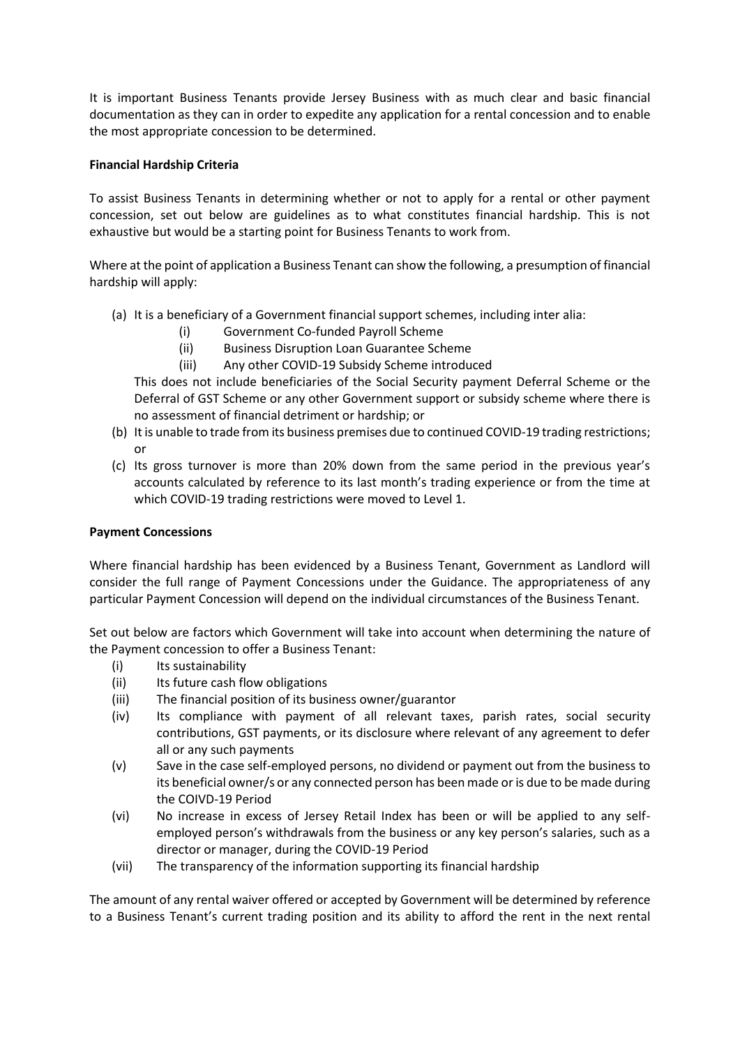It is important Business Tenants provide Jersey Business with as much clear and basic financial documentation as they can in order to expedite any application for a rental concession and to enable the most appropriate concession to be determined.

**Financial Hardship Criteria**

To assist Business Tenants in determining whether or not to apply for a rental or other payment concession, set out below are guidelines as to what constitutes financial hardship. This is not exhaustive but would be a starting point for Business Tenants to work from.

Where at the point of application a Business Tenant can show the following, a presumption of financial hardship will apply:

(a) It is a beneficiary of a Government financial support schemes, including inter alia:
   - (i) Government Co-funded Payroll Scheme
   - (ii) Business Disruption Loan Guarantee Scheme
   - (iii) Any other COVID-19 Subsidy Scheme introduced

   This does not include beneficiaries of the Social Security payment Deferral Scheme or the Deferral of GST Scheme or any other Government support or subsidy scheme where there is no assessment of financial detriment or hardship; or

(b) It is unable to trade from its business premises due to continued COVID-19 trading restrictions; or

(c) Its gross turnover is more than 20% down from the same period in the previous year's accounts calculated by reference to its last month's trading experience or from the time at which COVID-19 trading restrictions were moved to Level 1.

**Payment Concessions**

Where financial hardship has been evidenced by a Business Tenant, Government as Landlord will consider the full range of Payment Concessions under the Guidance. The appropriateness of any particular Payment Concession will depend on the individual circumstances of the Business Tenant.

Set out below are factors which Government will take into account when determining the nature of the Payment concession to offer a Business Tenant:

- (i) Its sustainability
- (ii) Its future cash flow obligations
- (iii) The financial position of its business owner/guarantor
- (iv) Its compliance with payment of all relevant taxes, parish rates, social security contributions, GST payments, or its disclosure where relevant of any agreement to defer all or any such payments
- (v) Save in the case self-employed persons, no dividend or payment out from the business to its beneficial owner/s or any connected person has been made or is due to be made during the COIVD-19 Period
- (vi) No increase in excess of Jersey Retail Index has been or will be applied to any self-employed person's withdrawals from the business or any key person's salaries, such as a director or manager, during the COVID-19 Period
- (vii) The transparency of the information supporting its financial hardship

The amount of any rental waiver offered or accepted by Government will be determined by reference to a Business Tenant's current trading position and its ability to afford the rent in the next rental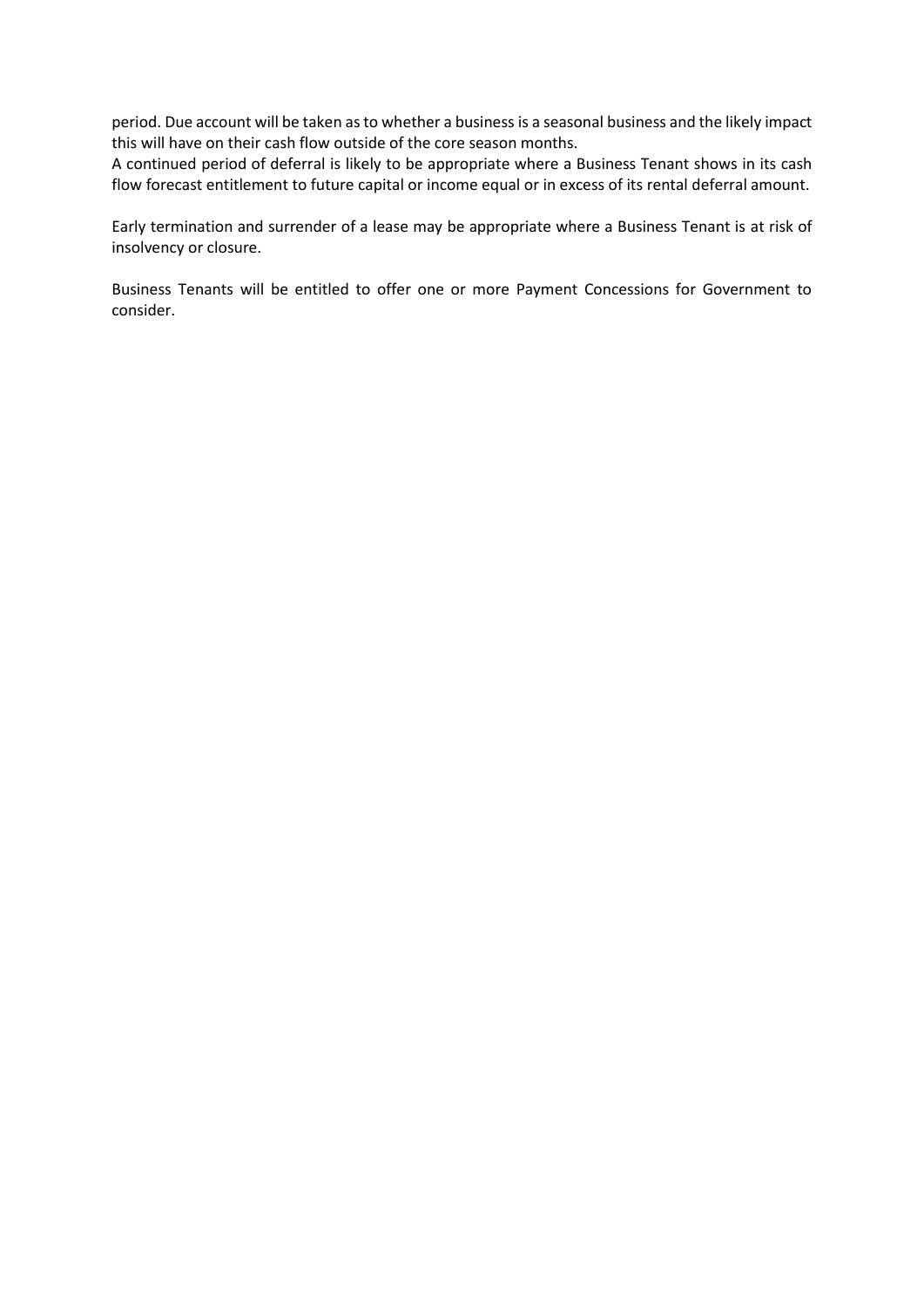period. Due account will be taken as to whether a business is a seasonal business and the likely impact this will have on their cash flow outside of the core season months.
A continued period of deferral is likely to be appropriate where a Business Tenant shows in its cash flow forecast entitlement to future capital or income equal or in excess of its rental deferral amount.

Early termination and surrender of a lease may be appropriate where a Business Tenant is at risk of insolvency or closure.

Business Tenants will be entitled to offer one or more Payment Concessions for Government to consider.